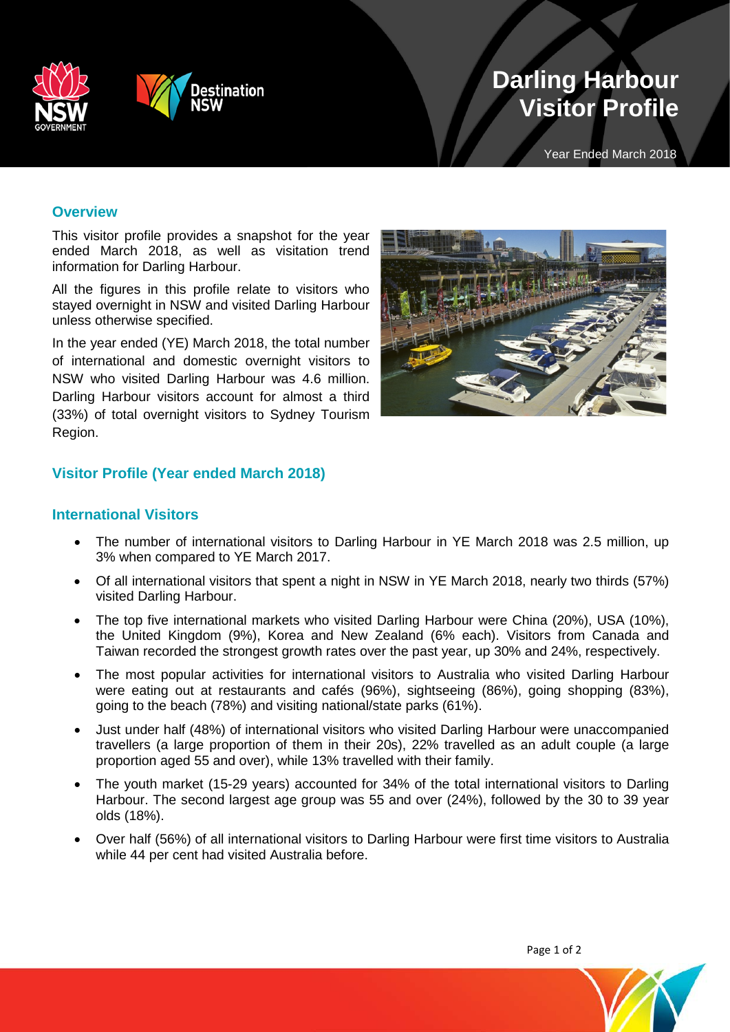# Darling Harbour Visitor Profile

Year Ended March 2018

## Overview

This visitor profile provides a snapshot for the year ended March 2018, as well as visitation trend information for Darling Harbour.

All the figures in this profile relate to visitors who stayed overnight in NSW and visited Darling Harbour unless otherwise specified.

In the year ended (YE) March 2018, the total number of international and domestic overnight visitors to NSW who visited Darling Harbour was 4.6 million. Darling Harbour visitors account for almost a third (33%) of total overnight visitors to Sydney Tourism Region.

## Visitor Profile (Year ended March 2018)

### International Visitors

- The number of international visitors to Darling Harbour in YE March 2018 was 2.5 million, up 3% when compared to YE March 2017.
- Of all international visitors that spent a night in NSW in YE March 2018, nearly two thirds (57%) visited Darling Harbour.
- The top five international markets who visited Darling Harbour were China (20%), USA (10%), the United Kingdom (9%), Korea and New Zealand (6% each). Visitors from Canada and Taiwan recorded the strongest growth rates over the past year, up 30% and 24%, respectively.
- The most popular activities for international visitors to Australia who visited Darling Harbour were eating out at restaurants and cafés (96%), sightseeing (86%), going shopping (83%), going to the beach (78%) and visiting national/state parks (61%).
- Just under half (48%) of international visitors who visited Darling Harbour were unaccompanied travellers (a large proportion of them in their 20s), 22% travelled as an adult couple (a large proportion aged 55 and over), while 13% travelled with their family.
- The youth market (15-29 years) accounted for 34% of the total international visitors to Darling Harbour. The second largest age group was 55 and over (24%), followed by the 30 to 39 year olds (18%).
- Over half (56%) of all international visitors to Darling Harbour were first time visitors to Australia while 44 per cent had visited Australia before.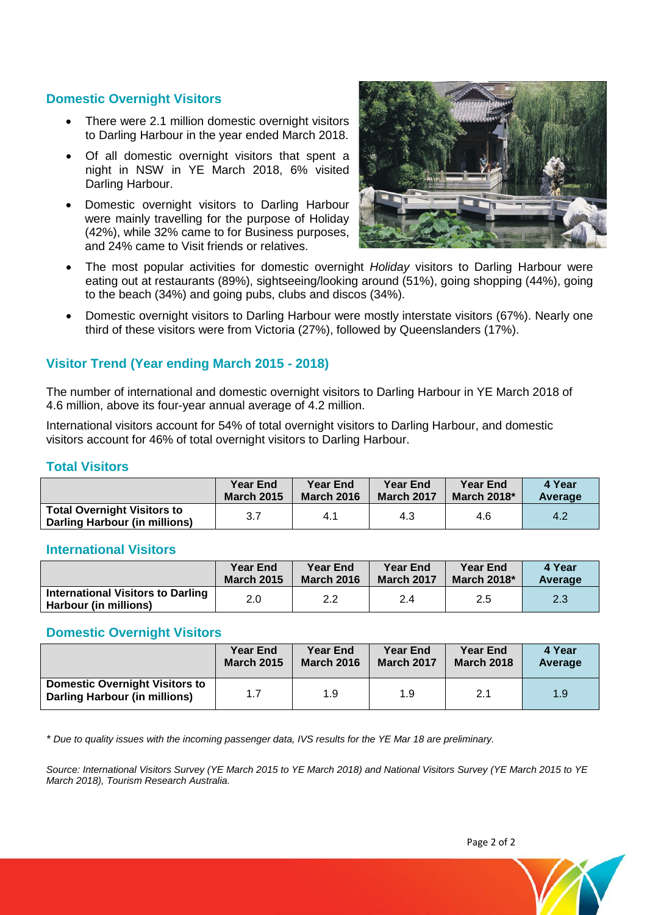## Domestic Overnight Visitors

- There were 2.1 million domestic overnight visitors to Darling Harbour in the year ended March 2018.
- Of all domestic overnight visitors that spent a night in NSW in YE March 2018, 6% visited Darling Harbour.
- Domestic overnight visitors to Darling Harbour were mainly travelling for the purpose of Holiday (42%), while 32% came to for Business purposes, and 24% came to Visit friends or relatives.
- The most popular activities for domestic overnight *Holiday* visitors to Darling Harbour were eating out at restaurants (89%), sightseeing/looking around (51%), going shopping (44%), going to the beach (34%) and going pubs, clubs and discos (34%).
- Domestic overnight visitors to Darling Harbour were mostly interstate visitors (67%). Nearly one third of these visitors were from Victoria (27%), followed by Queenslanders (17%).

## Visitor Trend (Year ending March 2015 - 2018)

The number of international and domestic overnight visitors to Darling Harbour in YE March 2018 of 4.6 million, above its four-year annual average of 4.2 million.

International visitors account for 54% of total overnight visitors to Darling Harbour, and domestic visitors account for 46% of total overnight visitors to Darling Harbour.

### Total Visitors

| | Year End March 2015 | Year End March 2016 | Year End March 2017 | Year End March 2018* | 4 Year Average |
|---|---|---|---|---|---|
| **Total Overnight Visitors to Darling Harbour (in millions)** | 3.7 | 4.1 | 4.3 | 4.6 | 4.2 |

### International Visitors

| | Year End March 2015 | Year End March 2016 | Year End March 2017 | Year End March 2018* | 4 Year Average |
|---|---|---|---|---|---|
| **International Visitors to Darling Harbour (in millions)** | 2.0 | 2.2 | 2.4 | 2.5 | 2.3 |

### Domestic Overnight Visitors

| | Year End March 2015 | Year End March 2016 | Year End March 2017 | Year End March 2018 | 4 Year Average |
|---|---|---|---|---|---|
| **Domestic Overnight Visitors to Darling Harbour (in millions)** | 1.7 | 1.9 | 1.9 | 2.1 | 1.9 |

* *Due to quality issues with the incoming passenger data, IVS results for the YE Mar 18 are preliminary.*

*Source: International Visitors Survey (YE March 2015 to YE March 2018) and National Visitors Survey (YE March 2015 to YE March 2018), Tourism Research Australia.*